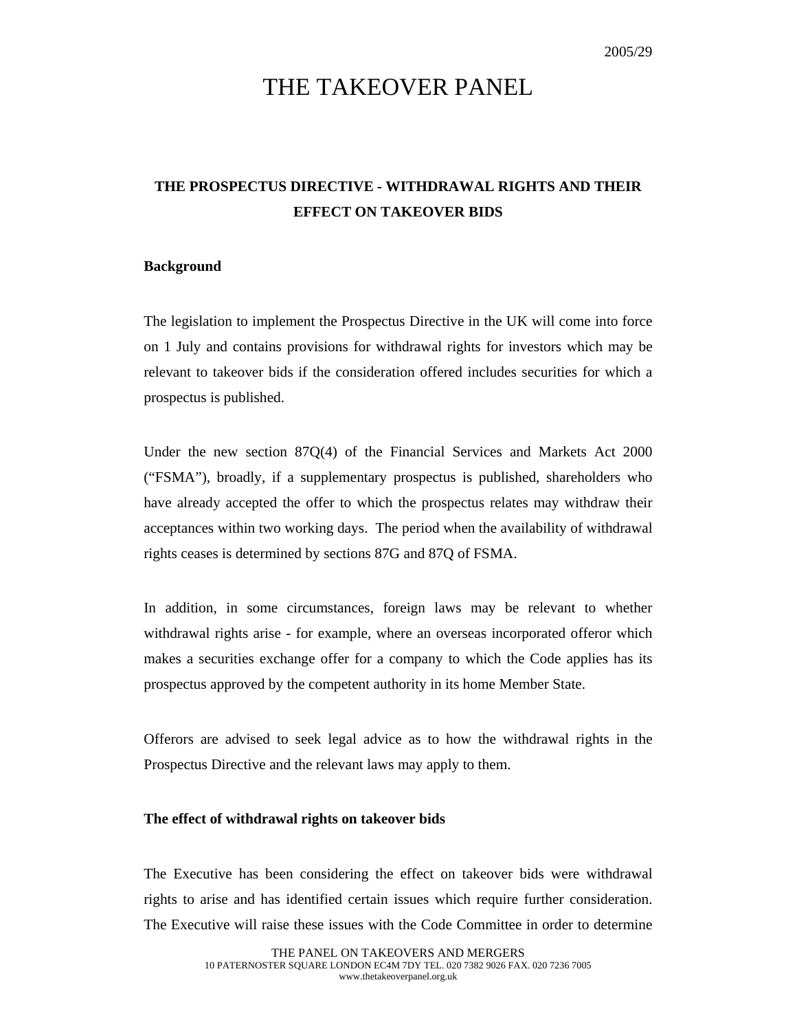2005/29

# THE TAKEOVER PANEL

## THE PROSPECTUS DIRECTIVE - WITHDRAWAL RIGHTS AND THEIR EFFECT ON TAKEOVER BIDS

**Background**

The legislation to implement the Prospectus Directive in the UK will come into force on 1 July and contains provisions for withdrawal rights for investors which may be relevant to takeover bids if the consideration offered includes securities for which a prospectus is published.

Under the new section 87Q(4) of the Financial Services and Markets Act 2000 ("FSMA"), broadly, if a supplementary prospectus is published, shareholders who have already accepted the offer to which the prospectus relates may withdraw their acceptances within two working days. The period when the availability of withdrawal rights ceases is determined by sections 87G and 87Q of FSMA.

In addition, in some circumstances, foreign laws may be relevant to whether withdrawal rights arise - for example, where an overseas incorporated offeror which makes a securities exchange offer for a company to which the Code applies has its prospectus approved by the competent authority in its home Member State.

Offerors are advised to seek legal advice as to how the withdrawal rights in the Prospectus Directive and the relevant laws may apply to them.

**The effect of withdrawal rights on takeover bids**

The Executive has been considering the effect on takeover bids were withdrawal rights to arise and has identified certain issues which require further consideration. The Executive will raise these issues with the Code Committee in order to determine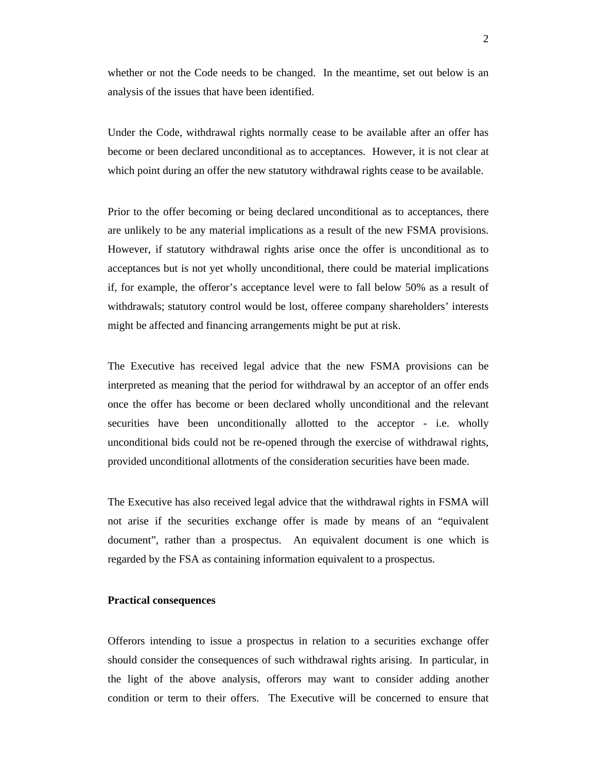whether or not the Code needs to be changed. In the meantime, set out below is an analysis of the issues that have been identified.

Under the Code, withdrawal rights normally cease to be available after an offer has become or been declared unconditional as to acceptances. However, it is not clear at which point during an offer the new statutory withdrawal rights cease to be available.

Prior to the offer becoming or being declared unconditional as to acceptances, there are unlikely to be any material implications as a result of the new FSMA provisions. However, if statutory withdrawal rights arise once the offer is unconditional as to acceptances but is not yet wholly unconditional, there could be material implications if, for example, the offeror's acceptance level were to fall below 50% as a result of withdrawals; statutory control would be lost, offeree company shareholders' interests might be affected and financing arrangements might be put at risk.

The Executive has received legal advice that the new FSMA provisions can be interpreted as meaning that the period for withdrawal by an acceptor of an offer ends once the offer has become or been declared wholly unconditional and the relevant securities have been unconditionally allotted to the acceptor - i.e. wholly unconditional bids could not be re-opened through the exercise of withdrawal rights, provided unconditional allotments of the consideration securities have been made.

The Executive has also received legal advice that the withdrawal rights in FSMA will not arise if the securities exchange offer is made by means of an "equivalent document", rather than a prospectus. An equivalent document is one which is regarded by the FSA as containing information equivalent to a prospectus.

**Practical consequences**

Offerors intending to issue a prospectus in relation to a securities exchange offer should consider the consequences of such withdrawal rights arising. In particular, in the light of the above analysis, offerors may want to consider adding another condition or term to their offers. The Executive will be concerned to ensure that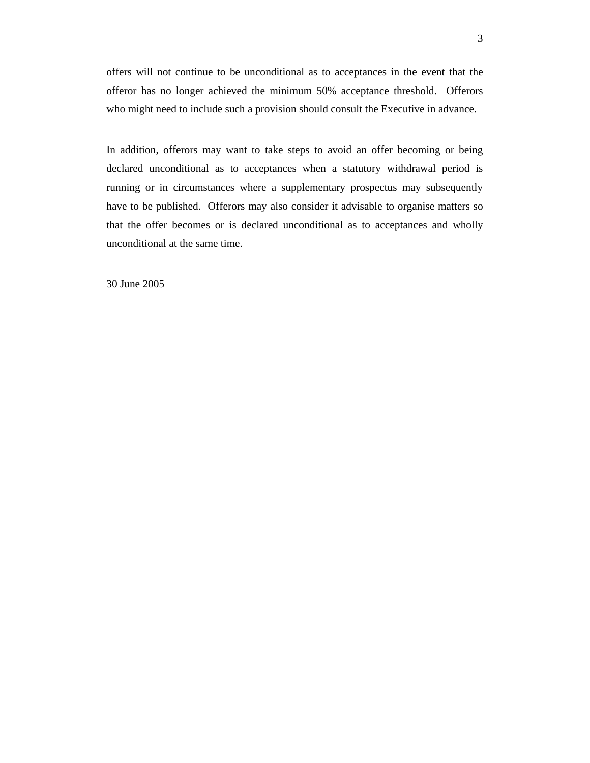offers will not continue to be unconditional as to acceptances in the event that the offeror has no longer achieved the minimum 50% acceptance threshold. Offerors who might need to include such a provision should consult the Executive in advance.

In addition, offerors may want to take steps to avoid an offer becoming or being declared unconditional as to acceptances when a statutory withdrawal period is running or in circumstances where a supplementary prospectus may subsequently have to be published. Offerors may also consider it advisable to organise matters so that the offer becomes or is declared unconditional as to acceptances and wholly unconditional at the same time.

30 June 2005